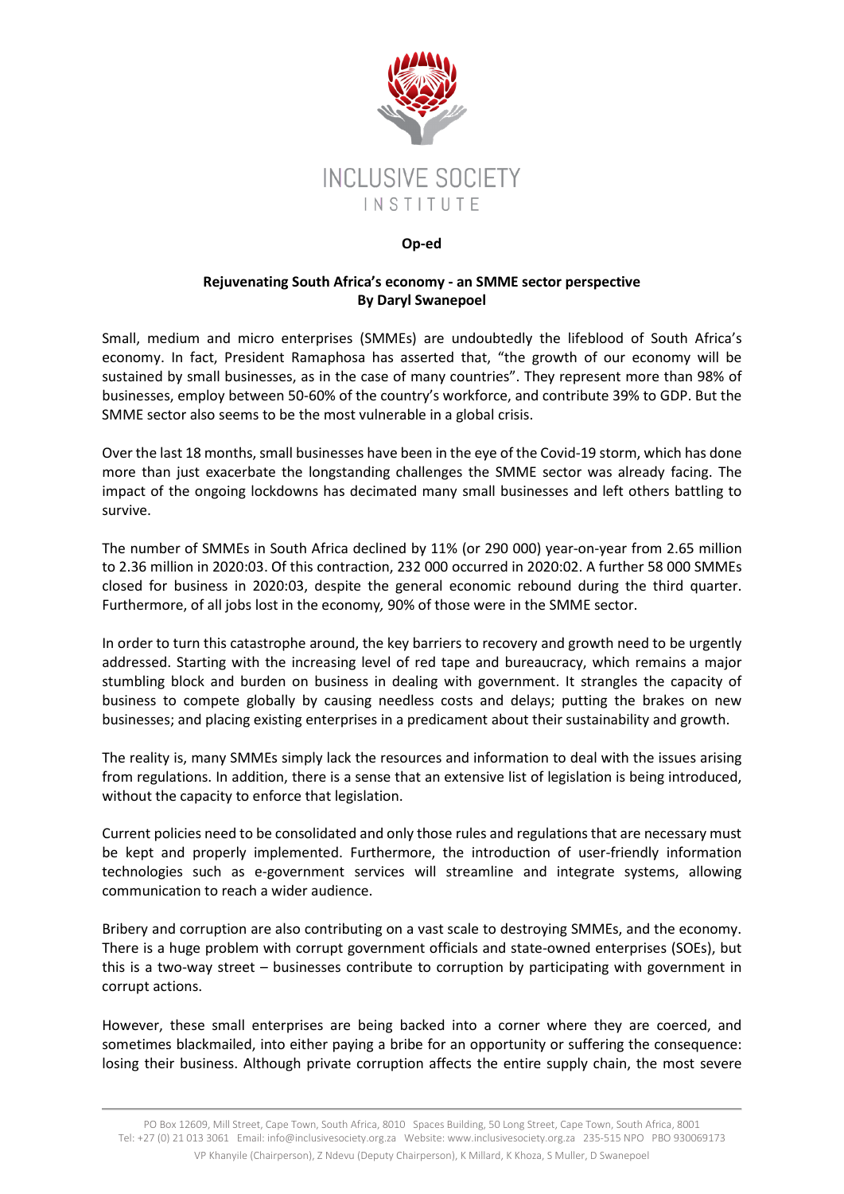INCLUSIVE SOCIETY INSTITUTE

**Op-ed**

**Rejuvenating South Africa's economy - an SMME sector perspective**
**By Daryl Swanepoel**

Small, medium and micro enterprises (SMMEs) are undoubtedly the lifeblood of South Africa's economy. In fact, President Ramaphosa has asserted that, "the growth of our economy will be sustained by small businesses, as in the case of many countries". They represent more than 98% of businesses, employ between 50-60% of the country's workforce, and contribute 39% to GDP. But the SMME sector also seems to be the most vulnerable in a global crisis.

Over the last 18 months, small businesses have been in the eye of the Covid-19 storm, which has done more than just exacerbate the longstanding challenges the SMME sector was already facing. The impact of the ongoing lockdowns has decimated many small businesses and left others battling to survive.

The number of SMMEs in South Africa declined by 11% (or 290 000) year-on-year from 2.65 million to 2.36 million in 2020:03. Of this contraction, 232 000 occurred in 2020:02. A further 58 000 SMMEs closed for business in 2020:03, despite the general economic rebound during the third quarter. Furthermore, of all jobs lost in the economy*,* 90% of those were in the SMME sector.

In order to turn this catastrophe around, the key barriers to recovery and growth need to be urgently addressed. Starting with the increasing level of red tape and bureaucracy, which remains a major stumbling block and burden on business in dealing with government. It strangles the capacity of business to compete globally by causing needless costs and delays; putting the brakes on new businesses; and placing existing enterprises in a predicament about their sustainability and growth.

The reality is, many SMMEs simply lack the resources and information to deal with the issues arising from regulations. In addition, there is a sense that an extensive list of legislation is being introduced, without the capacity to enforce that legislation.

Current policies need to be consolidated and only those rules and regulations that are necessary must be kept and properly implemented. Furthermore, the introduction of user-friendly information technologies such as e-government services will streamline and integrate systems, allowing communication to reach a wider audience.

Bribery and corruption are also contributing on a vast scale to destroying SMMEs, and the economy. There is a huge problem with corrupt government officials and state-owned enterprises (SOEs), but this is a two-way street – businesses contribute to corruption by participating with government in corrupt actions.

However, these small enterprises are being backed into a corner where they are coerced, and sometimes blackmailed, into either paying a bribe for an opportunity or suffering the consequence: losing their business. Although private corruption affects the entire supply chain, the most severe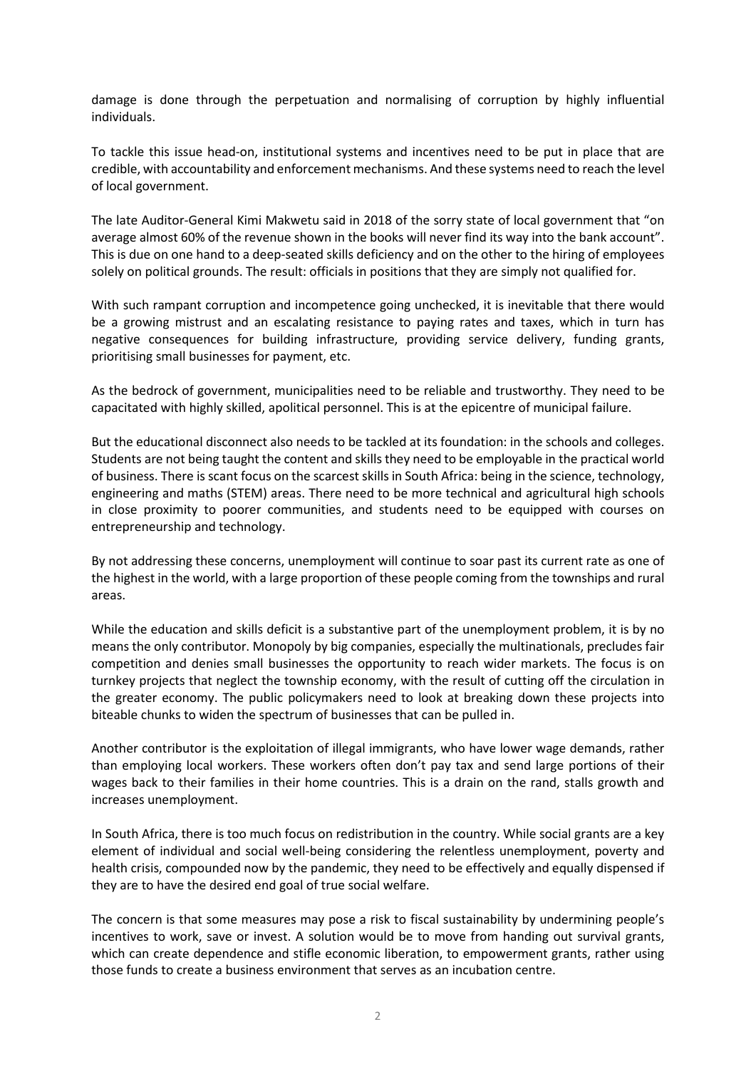damage is done through the perpetuation and normalising of corruption by highly influential individuals.

To tackle this issue head-on, institutional systems and incentives need to be put in place that are credible, with accountability and enforcement mechanisms. And these systems need to reach the level of local government.

The late Auditor-General Kimi Makwetu said in 2018 of the sorry state of local government that "on average almost 60% of the revenue shown in the books will never find its way into the bank account". This is due on one hand to a deep-seated skills deficiency and on the other to the hiring of employees solely on political grounds. The result: officials in positions that they are simply not qualified for.

With such rampant corruption and incompetence going unchecked, it is inevitable that there would be a growing mistrust and an escalating resistance to paying rates and taxes, which in turn has negative consequences for building infrastructure, providing service delivery, funding grants, prioritising small businesses for payment, etc.

As the bedrock of government, municipalities need to be reliable and trustworthy. They need to be capacitated with highly skilled, apolitical personnel. This is at the epicentre of municipal failure.

But the educational disconnect also needs to be tackled at its foundation: in the schools and colleges. Students are not being taught the content and skills they need to be employable in the practical world of business. There is scant focus on the scarcest skills in South Africa: being in the science, technology, engineering and maths (STEM) areas. There need to be more technical and agricultural high schools in close proximity to poorer communities, and students need to be equipped with courses on entrepreneurship and technology.

By not addressing these concerns, unemployment will continue to soar past its current rate as one of the highest in the world, with a large proportion of these people coming from the townships and rural areas.

While the education and skills deficit is a substantive part of the unemployment problem, it is by no means the only contributor. Monopoly by big companies, especially the multinationals, precludes fair competition and denies small businesses the opportunity to reach wider markets. The focus is on turnkey projects that neglect the township economy, with the result of cutting off the circulation in the greater economy. The public policymakers need to look at breaking down these projects into biteable chunks to widen the spectrum of businesses that can be pulled in.

Another contributor is the exploitation of illegal immigrants, who have lower wage demands, rather than employing local workers. These workers often don't pay tax and send large portions of their wages back to their families in their home countries. This is a drain on the rand, stalls growth and increases unemployment.

In South Africa, there is too much focus on redistribution in the country. While social grants are a key element of individual and social well-being considering the relentless unemployment, poverty and health crisis, compounded now by the pandemic, they need to be effectively and equally dispensed if they are to have the desired end goal of true social welfare.

The concern is that some measures may pose a risk to fiscal sustainability by undermining people's incentives to work, save or invest. A solution would be to move from handing out survival grants, which can create dependence and stifle economic liberation, to empowerment grants, rather using those funds to create a business environment that serves as an incubation centre.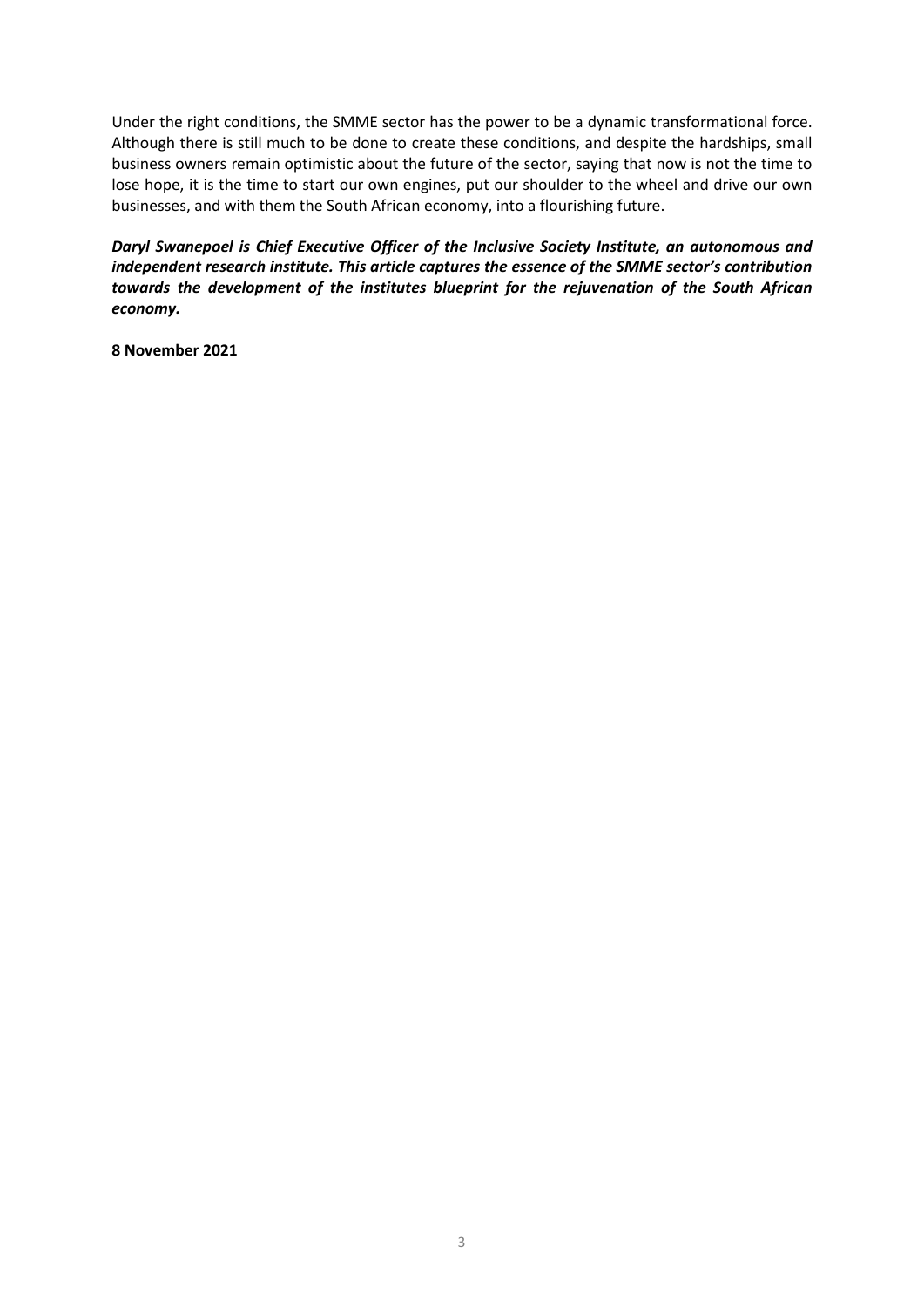Under the right conditions, the SMME sector has the power to be a dynamic transformational force. Although there is still much to be done to create these conditions, and despite the hardships, small business owners remain optimistic about the future of the sector, saying that now is not the time to lose hope, it is the time to start our own engines, put our shoulder to the wheel and drive our own businesses, and with them the South African economy, into a flourishing future.

***Daryl Swanepoel is Chief Executive Officer of the Inclusive Society Institute, an autonomous and independent research institute. This article captures the essence of the SMME sector's contribution towards the development of the institutes blueprint for the rejuvenation of the South African economy.***

**8 November 2021**